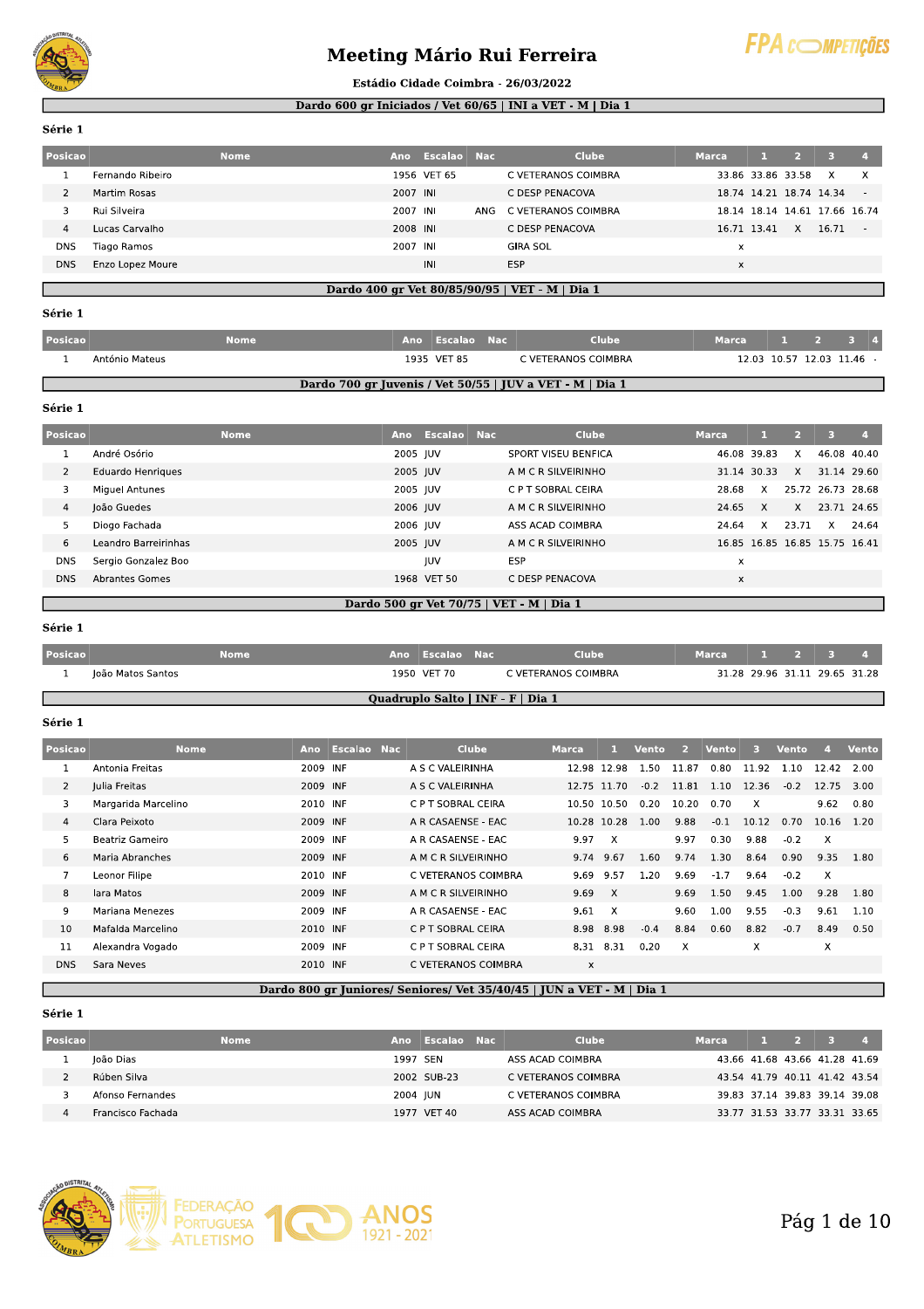# Meeting Mário Rui Ferreira

**Estádio Cidade Coimbra - 26/03/2022**

## Dardo 600 gr Iniciados / Vet 60/65 | INI a VET - M | Dia 1

**Série 1**

| Posicao | Nome | Ano | Escalao | Nac | Clube | Marca | 1 | 2 | 3 | 4 |
|---|---|---|---|---|---|---|---|---|---|---|
| 1 | Fernando Ribeiro | 1956 | VET 65 | | C VETERANOS COIMBRA | 33.86 | 33.86 | 33.58 | X | X |
| 2 | Martim Rosas | 2007 | INI | | C DESP PENACOVA | 18.74 | 14.21 | 18.74 | 14.34 | - |
| 3 | Rui Silveira | 2007 | INI | ANG | C VETERANOS COIMBRA | 18.14 | 18.14 | 14.61 | 17.66 | 16.74 |
| 4 | Lucas Carvalho | 2008 | INI | | C DESP PENACOVA | 16.71 | 13.41 | X | 16.71 | - |
| DNS | Tiago Ramos | 2007 | INI | | GIRA SOL | x | | | | |
| DNS | Enzo Lopez Moure | | INI | | ESP | x | | | | |

## Dardo 400 gr Vet 80/85/90/95 | VET - M | Dia 1

**Série 1**

| Posicao | Nome | Ano | Escalao | Nac | Clube | Marca | 1 | 2 | 3 | 4 |
|---|---|---|---|---|---|---|---|---|---|---|
| 1 | António Mateus | 1935 | VET 85 | | C VETERANOS COIMBRA | 12.03 | 10.57 | 12.03 | 11.46 | - |

## Dardo 700 gr Juvenis / Vet 50/55 | JUV a VET - M | Dia 1

**Série 1**

| Posicao | Nome | Ano | Escalao | Nac | Clube | Marca | 1 | 2 | 3 | 4 |
|---|---|---|---|---|---|---|---|---|---|---|
| 1 | André Osório | 2005 | JUV | | SPORT VISEU BENFICA | 46.08 | 39.83 | X | 46.08 | 40.40 |
| 2 | Eduardo Henriques | 2005 | JUV | | A M C R SILVEIRINHO | 31.14 | 30.33 | X | 31.14 | 29.60 |
| 3 | Miguel Antunes | 2005 | JUV | | C P T SOBRAL CEIRA | 28.68 | X | 25.72 | 26.73 | 28.68 |
| 4 | João Guedes | 2006 | JUV | | A M C R SILVEIRINHO | 24.65 | X | X | 23.71 | 24.65 |
| 5 | Diogo Fachada | 2006 | JUV | | ASS ACAD COIMBRA | 24.64 | X | 23.71 | X | 24.64 |
| 6 | Leandro Barreirinhas | 2005 | JUV | | A M C R SILVEIRINHO | 16.85 | 16.85 | 16.85 | 15.75 | 16.41 |
| DNS | Sergio Gonzalez Boo | | JUV | | ESP | x | | | | |
| DNS | Abrantes Gomes | 1968 | VET 50 | | C DESP PENACOVA | x | | | | |

## Dardo 500 gr Vet 70/75 | VET - M | Dia 1

**Série 1**

| Posicao | Nome | Ano | Escalao | Nac | Clube | Marca | 1 | 2 | 3 | 4 |
|---|---|---|---|---|---|---|---|---|---|---|
| 1 | João Matos Santos | 1950 | VET 70 | | C VETERANOS COIMBRA | 31.28 | 29.96 | 31.11 | 29.65 | 31.28 |

## Quadruplo Salto | INF - F | Dia 1

**Série 1**

| Posicao | Nome | Ano | Escalao | Nac | Clube | Marca | 1 | Vento | 2 | Vento | 3 | Vento | 4 | Vento |
|---|---|---|---|---|---|---|---|---|---|---|---|---|---|---|
| 1 | Antonia Freitas | 2009 | INF | | A S C VALEIRINHA | 12.98 | 12.98 | 1.50 | 11.87 | 0.80 | 11.92 | 1.10 | 12.42 | 2.00 |
| 2 | Julia Freitas | 2009 | INF | | A S C VALEIRINHA | 12.75 | 11.70 | -0.2 | 11.81 | 1.10 | 12.36 | -0.2 | 12.75 | 3.00 |
| 3 | Margarida Marcelino | 2010 | INF | | C P T SOBRAL CEIRA | 10.50 | 10.50 | 0.20 | 10.20 | 0.70 | X | | 9.62 | 0.80 |
| 4 | Clara Peixoto | 2009 | INF | | A R CASAENSE - EAC | 10.28 | 10.28 | 1.00 | 9.88 | -0.1 | 10.12 | 0.70 | 10.16 | 1.20 |
| 5 | Beatriz Gameiro | 2009 | INF | | A R CASAENSE - EAC | 9.97 | X | | 9.97 | 0.30 | 9.88 | -0.2 | X | |
| 6 | Maria Abranches | 2009 | INF | | A M C R SILVEIRINHO | 9.74 | 9.67 | 1.60 | 9.74 | 1.30 | 8.64 | 0.90 | 9.35 | 1.80 |
| 7 | Leonor Filipe | 2010 | INF | | C VETERANOS COIMBRA | 9.69 | 9.57 | 1.20 | 9.69 | -1.7 | 9.64 | -0.2 | X | |
| 8 | Iara Matos | 2009 | INF | | A M C R SILVEIRINHO | 9.69 | X | | 9.69 | 1.50 | 9.45 | 1.00 | 9.28 | 1.80 |
| 9 | Mariana Menezes | 2009 | INF | | A R CASAENSE - EAC | 9.61 | X | | 9.60 | 1.00 | 9.55 | -0.3 | 9.61 | 1.10 |
| 10 | Mafalda Marcelino | 2010 | INF | | C P T SOBRAL CEIRA | 8.98 | 8.98 | -0.4 | 8.84 | 0.60 | 8.82 | -0.7 | 8.49 | 0.50 |
| 11 | Alexandra Vogado | 2009 | INF | | C P T SOBRAL CEIRA | 8.31 | 8.31 | 0.20 | X | | X | | X | |
| DNS | Sara Neves | 2010 | INF | | C VETERANOS COIMBRA | x | | | | | | | | |

## Dardo 800 gr Juniores/ Seniores/ Vet 35/40/45 | JUN a VET - M | Dia 1

**Série 1**

| Posicao | Nome | Ano | Escalao | Nac | Clube | Marca | 1 | 2 | 3 | 4 |
|---|---|---|---|---|---|---|---|---|---|---|
| 1 | João Dias | 1997 | SEN | | ASS ACAD COIMBRA | 43.66 | 41.68 | 43.66 | 41.28 | 41.69 |
| 2 | Rúben Silva | 2002 | SUB-23 | | C VETERANOS COIMBRA | 43.54 | 41.79 | 40.11 | 41.42 | 43.54 |
| 3 | Afonso Fernandes | 2004 | JUN | | C VETERANOS COIMBRA | 39.83 | 37.14 | 39.83 | 39.14 | 39.08 |
| 4 | Francisco Fachada | 1977 | VET 40 | | ASS ACAD COIMBRA | 33.77 | 31.53 | 33.77 | 33.31 | 33.65 |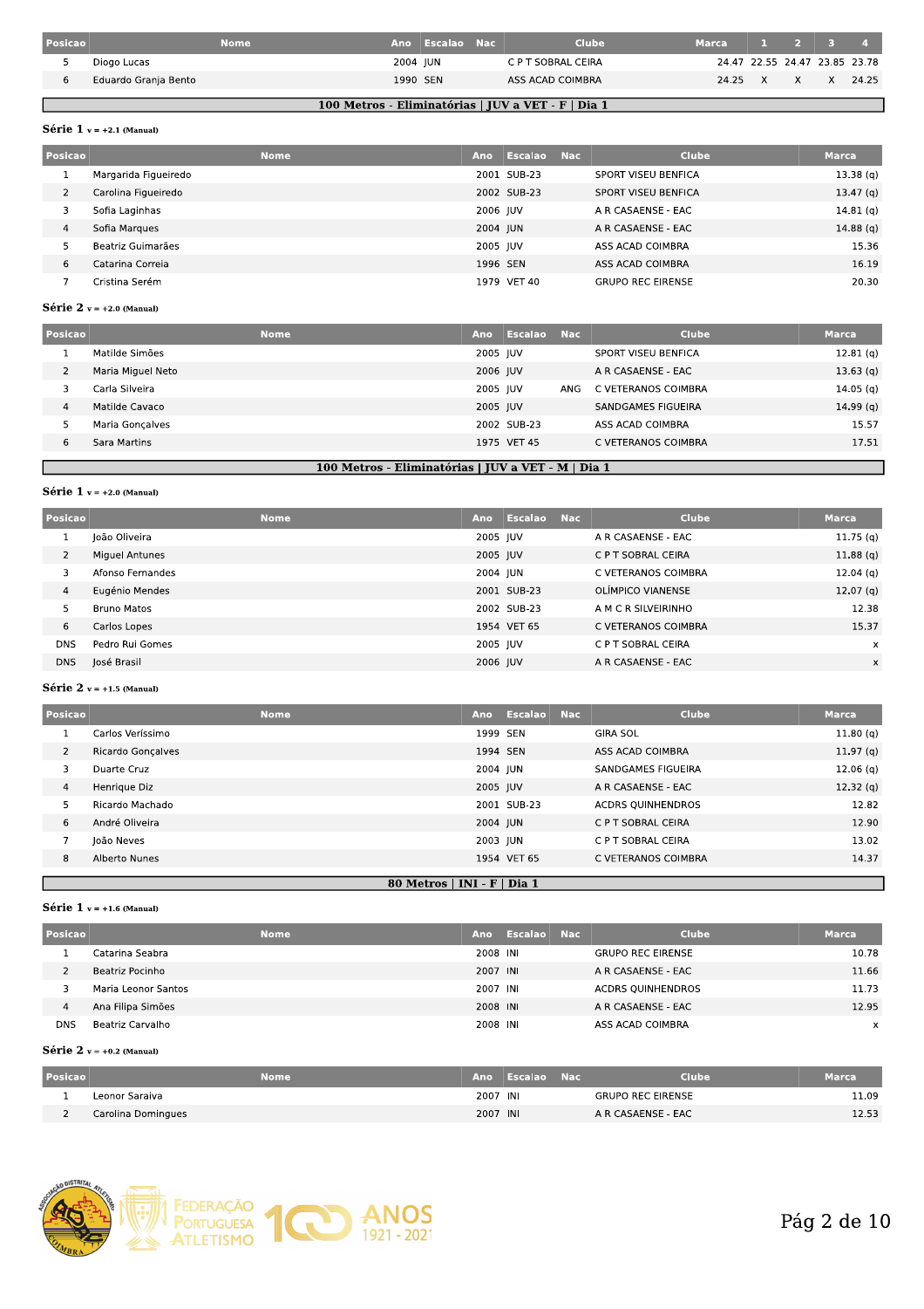| Posicao | Nome | Ano | Escalao | Nac | Clube | Marca | 1 | 2 | 3 | 4 |
|---|---|---|---|---|---|---|---|---|---|---|
| 5 | Diogo Lucas | 2004 | JUN | | C P T SOBRAL CEIRA | 24.47 | 22.55 | 24.47 | 23.85 | 23.78 |
| 6 | Eduardo Granja Bento | 1990 | SEN | | ASS ACAD COIMBRA | 24.25 | X | X | X | 24.25 |

## 100 Metros - Eliminatórias | JUV a VET - F | Dia 1

**Série 1** v = +2.1 (Manual)

| Posicao | Nome | Ano | Escalao | Nac | Clube | Marca |
|---|---|---|---|---|---|---|
| 1 | Margarida Figueiredo | 2001 | SUB-23 | | SPORT VISEU BENFICA | 13.38 (q) |
| 2 | Carolina Figueiredo | 2002 | SUB-23 | | SPORT VISEU BENFICA | 13.47 (q) |
| 3 | Sofia Laginhas | 2006 | JUV | | A R CASAENSE - EAC | 14.81 (q) |
| 4 | Sofia Marques | 2004 | JUN | | A R CASAENSE - EAC | 14.88 (q) |
| 5 | Beatriz Guimarães | 2005 | JUV | | ASS ACAD COIMBRA | 15.36 |
| 6 | Catarina Correia | 1996 | SEN | | ASS ACAD COIMBRA | 16.19 |
| 7 | Cristina Serém | 1979 | VET 40 | | GRUPO REC EIRENSE | 20.30 |

**Série 2** v = +2.0 (Manual)

| Posicao | Nome | Ano | Escalao | Nac | Clube | Marca |
|---|---|---|---|---|---|---|
| 1 | Matilde Simões | 2005 | JUV | | SPORT VISEU BENFICA | 12.81 (q) |
| 2 | Maria Miguel Neto | 2006 | JUV | | A R CASAENSE - EAC | 13.63 (q) |
| 3 | Carla Silveira | 2005 | JUV | ANG | C VETERANOS COIMBRA | 14.05 (q) |
| 4 | Matilde Cavaco | 2005 | JUV | | SANDGAMES FIGUEIRA | 14.99 (q) |
| 5 | Maria Gonçalves | 2002 | SUB-23 | | ASS ACAD COIMBRA | 15.57 |
| 6 | Sara Martins | 1975 | VET 45 | | C VETERANOS COIMBRA | 17.51 |

## 100 Metros - Eliminatórias | JUV a VET - M | Dia 1

**Série 1** v = +2.0 (Manual)

| Posicao | Nome | Ano | Escalao | Nac | Clube | Marca |
|---|---|---|---|---|---|---|
| 1 | João Oliveira | 2005 | JUV | | A R CASAENSE - EAC | 11.75 (q) |
| 2 | Miguel Antunes | 2005 | JUV | | C P T SOBRAL CEIRA | 11.88 (q) |
| 3 | Afonso Fernandes | 2004 | JUN | | C VETERANOS COIMBRA | 12.04 (q) |
| 4 | Eugénio Mendes | 2001 | SUB-23 | | OLÍMPICO VIANENSE | 12.07 (q) |
| 5 | Bruno Matos | 2002 | SUB-23 | | A M C R SILVEIRINHO | 12.38 |
| 6 | Carlos Lopes | 1954 | VET 65 | | C VETERANOS COIMBRA | 15.37 |
| DNS | Pedro Rui Gomes | 2005 | JUV | | C P T SOBRAL CEIRA | x |
| DNS | José Brasil | 2006 | JUV | | A R CASAENSE - EAC | x |

**Série 2** v = +1.5 (Manual)

| Posicao | Nome | Ano | Escalao | Nac | Clube | Marca |
|---|---|---|---|---|---|---|
| 1 | Carlos Veríssimo | 1999 | SEN | | GIRA SOL | 11.80 (q) |
| 2 | Ricardo Gonçalves | 1994 | SEN | | ASS ACAD COIMBRA | 11.97 (q) |
| 3 | Duarte Cruz | 2004 | JUN | | SANDGAMES FIGUEIRA | 12.06 (q) |
| 4 | Henrique Diz | 2005 | JUV | | A R CASAENSE - EAC | 12.32 (q) |
| 5 | Ricardo Machado | 2001 | SUB-23 | | ACDRS QUINHENDROS | 12.82 |
| 6 | André Oliveira | 2004 | JUN | | C P T SOBRAL CEIRA | 12.90 |
| 7 | João Neves | 2003 | JUN | | C P T SOBRAL CEIRA | 13.02 |
| 8 | Alberto Nunes | 1954 | VET 65 | | C VETERANOS COIMBRA | 14.37 |

## 80 Metros | INI - F | Dia 1

**Série 1** v = +1.6 (Manual)

| Posicao | Nome | Ano | Escalao | Nac | Clube | Marca |
|---|---|---|---|---|---|---|
| 1 | Catarina Seabra | 2008 | INI | | GRUPO REC EIRENSE | 10.78 |
| 2 | Beatriz Pocinho | 2007 | INI | | A R CASAENSE - EAC | 11.66 |
| 3 | Maria Leonor Santos | 2007 | INI | | ACDRS QUINHENDROS | 11.73 |
| 4 | Ana Filipa Simões | 2008 | INI | | A R CASAENSE - EAC | 12.95 |
| DNS | Beatriz Carvalho | 2008 | INI | | ASS ACAD COIMBRA | x |

**Série 2** v = +0.2 (Manual)

| Posicao | Nome | Ano | Escalao | Nac | Clube | Marca |
|---|---|---|---|---|---|---|
| 1 | Leonor Saraiva | 2007 | INI | | GRUPO REC EIRENSE | 11.09 |
| 2 | Carolina Domingues | 2007 | INI | | A R CASAENSE - EAC | 12.53 |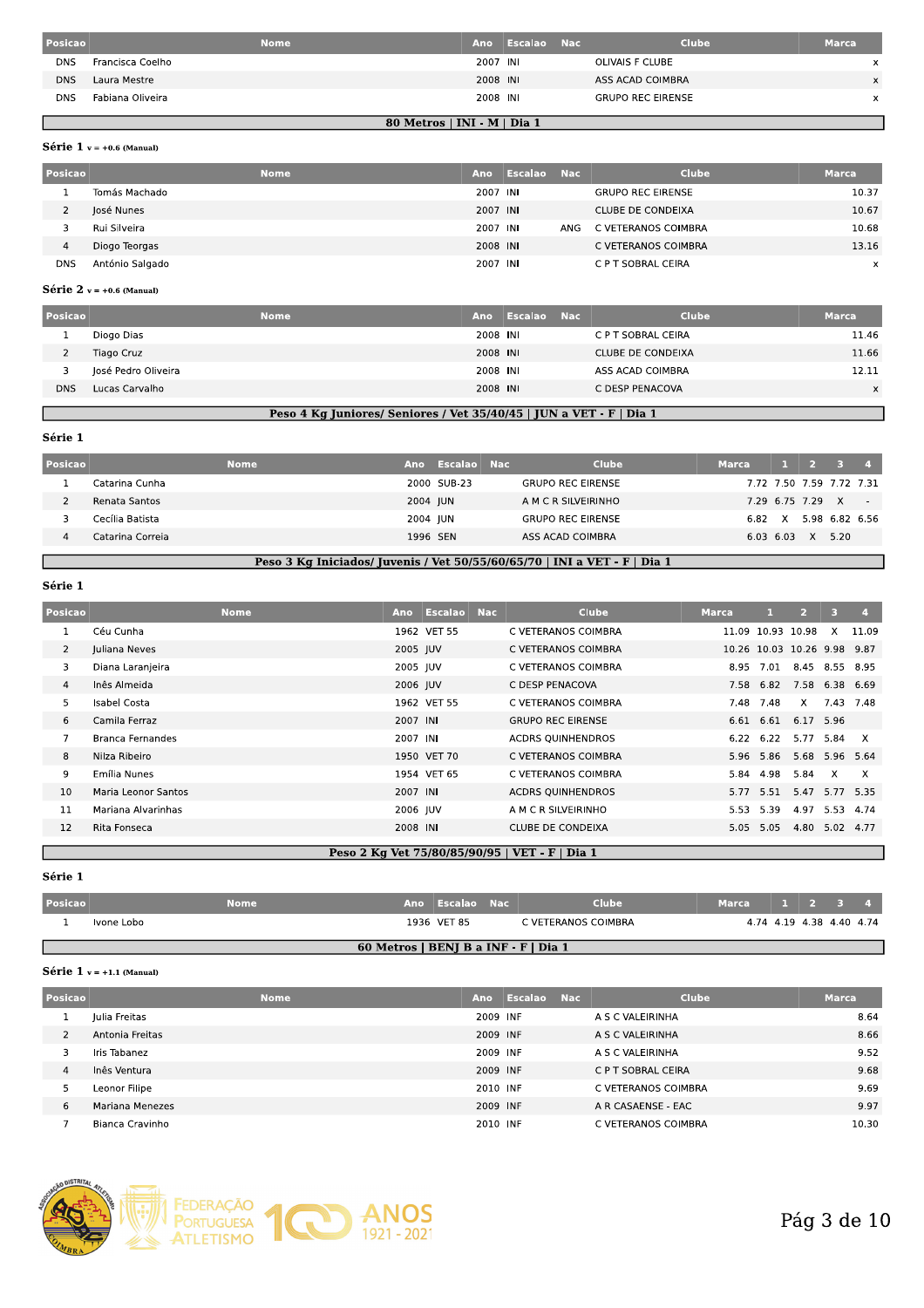| Posicao | Nome | Ano | Escalao | Nac | Clube | Marca |
|---|---|---|---|---|---|---|
| DNS | Francisca Coelho | 2007 | INI | | OLIVAIS F CLUBE | x |
| DNS | Laura Mestre | 2008 | INI | | ASS ACAD COIMBRA | x |
| DNS | Fabiana Oliveira | 2008 | INI | | GRUPO REC EIRENSE | x |

## 80 Metros | INI - M | Dia 1

**Série 1** v = +0.6 (Manual)

| Posicao | Nome | Ano | Escalao | Nac | Clube | Marca |
|---|---|---|---|---|---|---|
| 1 | Tomás Machado | 2007 | INI | | GRUPO REC EIRENSE | 10.37 |
| 2 | José Nunes | 2007 | INI | | CLUBE DE CONDEIXA | 10.67 |
| 3 | Rui Silveira | 2007 | INI | ANG | C VETERANOS COIMBRA | 10.68 |
| 4 | Diogo Teorgas | 2008 | INI | | C VETERANOS COIMBRA | 13.16 |
| DNS | António Salgado | 2007 | INI | | C P T SOBRAL CEIRA | x |

**Série 2** v = +0.6 (Manual)

| Posicao | Nome | Ano | Escalao | Nac | Clube | Marca |
|---|---|---|---|---|---|---|
| 1 | Diogo Dias | 2008 | INI | | C P T SOBRAL CEIRA | 11.46 |
| 2 | Tiago Cruz | 2008 | INI | | CLUBE DE CONDEIXA | 11.66 |
| 3 | José Pedro Oliveira | 2008 | INI | | ASS ACAD COIMBRA | 12.11 |
| DNS | Lucas Carvalho | 2008 | INI | | C DESP PENACOVA | x |

## Peso 4 Kg Juniores/ Seniores / Vet 35/40/45 | JUN a VET - F | Dia 1

**Série 1**

| Posicao | Nome | Ano | Escalao | Nac | Clube | Marca | 1 | 2 | 3 | 4 |
|---|---|---|---|---|---|---|---|---|---|---|
| 1 | Catarina Cunha | 2000 | SUB-23 | | GRUPO REC EIRENSE | 7.72 | 7.50 | 7.59 | 7.72 | 7.31 |
| 2 | Renata Santos | 2004 | JUN | | A M C R SILVEIRINHO | 7.29 | 6.75 | 7.29 | X | - |
| 3 | Cecília Batista | 2004 | JUN | | GRUPO REC EIRENSE | 6.82 | X | 5.98 | 6.82 | 6.56 |
| 4 | Catarina Correia | 1996 | SEN | | ASS ACAD COIMBRA | 6.03 | 6.03 | X | 5.20 | |

## Peso 3 Kg Iniciados/ Juvenis / Vet 50/55/60/65/70 | INI a VET - F | Dia 1

**Série 1**

| Posicao | Nome | Ano | Escalao | Nac | Clube | Marca | 1 | 2 | 3 | 4 |
|---|---|---|---|---|---|---|---|---|---|---|
| 1 | Céu Cunha | 1962 | VET 55 | | C VETERANOS COIMBRA | 11.09 | 10.93 | 10.98 | X | 11.09 |
| 2 | Juliana Neves | 2005 | JUV | | C VETERANOS COIMBRA | 10.26 | 10.03 | 10.26 | 9.98 | 9.87 |
| 3 | Diana Laranjeira | 2005 | JUV | | C VETERANOS COIMBRA | 8.95 | 7.01 | 8.45 | 8.55 | 8.95 |
| 4 | Inês Almeida | 2006 | JUV | | C DESP PENACOVA | 7.58 | 6.82 | 7.58 | 6.38 | 6.69 |
| 5 | Isabel Costa | 1962 | VET 55 | | C VETERANOS COIMBRA | 7.48 | 7.48 | X | 7.43 | 7.48 |
| 6 | Camila Ferraz | 2007 | INI | | GRUPO REC EIRENSE | 6.61 | 6.61 | 6.17 | 5.96 | |
| 7 | Branca Fernandes | 2007 | INI | | ACDRS QUINHENDROS | 6.22 | 6.22 | 5.77 | 5.84 | X |
| 8 | Nilza Ribeiro | 1950 | VET 70 | | C VETERANOS COIMBRA | 5.96 | 5.86 | 5.68 | 5.96 | 5.64 |
| 9 | Emília Nunes | 1954 | VET 65 | | C VETERANOS COIMBRA | 5.84 | 4.98 | 5.84 | X | X |
| 10 | Maria Leonor Santos | 2007 | INI | | ACDRS QUINHENDROS | 5.77 | 5.51 | 5.47 | 5.77 | 5.35 |
| 11 | Mariana Alvarinhas | 2006 | JUV | | A M C R SILVEIRINHO | 5.53 | 5.39 | 4.97 | 5.53 | 4.74 |
| 12 | Rita Fonseca | 2008 | INI | | CLUBE DE CONDEIXA | 5.05 | 5.05 | 4.80 | 5.02 | 4.77 |

## Peso 2 Kg Vet 75/80/85/90/95 | VET - F | Dia 1

**Série 1**

| Posicao | Nome | Ano | Escalao | Nac | Clube | Marca | 1 | 2 | 3 | 4 |
|---|---|---|---|---|---|---|---|---|---|---|
| 1 | Ivone Lobo | 1936 | VET 85 | | C VETERANOS COIMBRA | 4.74 | 4.19 | 4.38 | 4.40 | 4.74 |

## 60 Metros | BENJ B a INF - F | Dia 1

**Série 1** v = +1.1 (Manual)

| Posicao | Nome | Ano | Escalao | Nac | Clube | Marca |
|---|---|---|---|---|---|---|
| 1 | Julia Freitas | 2009 | INF | | A S C VALEIRINHA | 8.64 |
| 2 | Antonia Freitas | 2009 | INF | | A S C VALEIRINHA | 8.66 |
| 3 | Iris Tabanez | 2009 | INF | | A S C VALEIRINHA | 9.52 |
| 4 | Inês Ventura | 2009 | INF | | C P T SOBRAL CEIRA | 9.68 |
| 5 | Leonor Filipe | 2010 | INF | | C VETERANOS COIMBRA | 9.69 |
| 6 | Mariana Menezes | 2009 | INF | | A R CASAENSE - EAC | 9.97 |
| 7 | Bianca Cravinho | 2010 | INF | | C VETERANOS COIMBRA | 10.30 |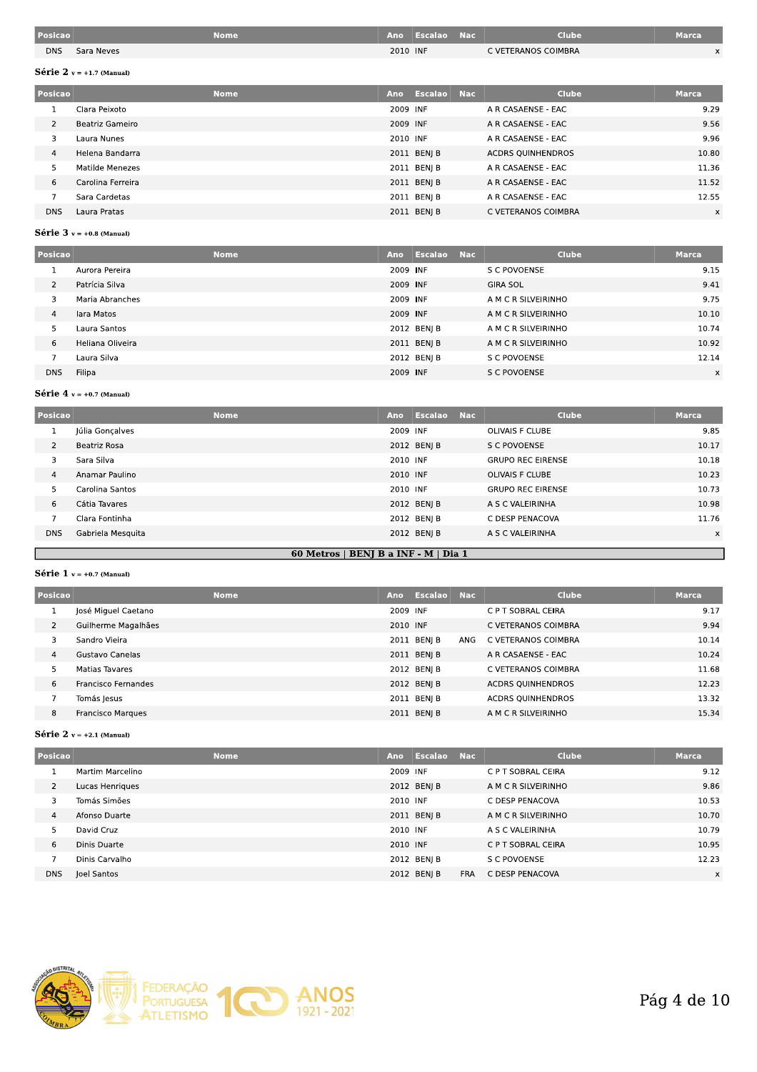| Posicao | Nome | Ano | Escalao | Nac | Clube | Marca |
|---|---|---|---|---|---|---|
| DNS | Sara Neves | 2010 | INF | | C VETERANOS COIMBRA | x |

**Série 2** v = +1.7 (Manual)

| Posicao | Nome | Ano | Escalao | Nac | Clube | Marca |
|---|---|---|---|---|---|---|
| 1 | Clara Peixoto | 2009 | INF | | A R CASAENSE - EAC | 9.29 |
| 2 | Beatriz Gameiro | 2009 | INF | | A R CASAENSE - EAC | 9.56 |
| 3 | Laura Nunes | 2010 | INF | | A R CASAENSE - EAC | 9.96 |
| 4 | Helena Bandarra | 2011 | BENJ B | | ACDRS QUINHENDROS | 10.80 |
| 5 | Matilde Menezes | 2011 | BENJ B | | A R CASAENSE - EAC | 11.36 |
| 6 | Carolina Ferreira | 2011 | BENJ B | | A R CASAENSE - EAC | 11.52 |
| 7 | Sara Cardetas | 2011 | BENJ B | | A R CASAENSE - EAC | 12.55 |
| DNS | Laura Pratas | 2011 | BENJ B | | C VETERANOS COIMBRA | x |

**Série 3** v = +0.8 (Manual)

| Posicao | Nome | Ano | Escalao | Nac | Clube | Marca |
|---|---|---|---|---|---|---|
| 1 | Aurora Pereira | 2009 | INF | | S C POVOENSE | 9.15 |
| 2 | Patrícia Silva | 2009 | INF | | GIRA SOL | 9.41 |
| 3 | Maria Abranches | 2009 | INF | | A M C R SILVEIRINHO | 9.75 |
| 4 | Iara Matos | 2009 | INF | | A M C R SILVEIRINHO | 10.10 |
| 5 | Laura Santos | 2012 | BENJ B | | A M C R SILVEIRINHO | 10.74 |
| 6 | Heliana Oliveira | 2011 | BENJ B | | A M C R SILVEIRINHO | 10.92 |
| 7 | Laura Silva | 2012 | BENJ B | | S C POVOENSE | 12.14 |
| DNS | Filipa | 2009 | INF | | S C POVOENSE | x |

**Série 4** v = +0.7 (Manual)

| Posicao | Nome | Ano | Escalao | Nac | Clube | Marca |
|---|---|---|---|---|---|---|
| 1 | Júlia Gonçalves | 2009 | INF | | OLIVAIS F CLUBE | 9.85 |
| 2 | Beatriz Rosa | 2012 | BENJ B | | S C POVOENSE | 10.17 |
| 3 | Sara Silva | 2010 | INF | | GRUPO REC EIRENSE | 10.18 |
| 4 | Anamar Paulino | 2010 | INF | | OLIVAIS F CLUBE | 10.23 |
| 5 | Carolina Santos | 2010 | INF | | GRUPO REC EIRENSE | 10.73 |
| 6 | Cátia Tavares | 2012 | BENJ B | | A S C VALEIRINHA | 10.98 |
| 7 | Clara Fontinha | 2012 | BENJ B | | C DESP PENACOVA | 11.76 |
| DNS | Gabriela Mesquita | 2012 | BENJ B | | A S C VALEIRINHA | x |

**60 Metros | BENJ B a INF - M | Dia 1**

**Série 1** v = +0.7 (Manual)

| Posicao | Nome | Ano | Escalao | Nac | Clube | Marca |
|---|---|---|---|---|---|---|
| 1 | José Miguel Caetano | 2009 | INF | | C P T SOBRAL CEIRA | 9.17 |
| 2 | Guilherme Magalhães | 2010 | INF | | C VETERANOS COIMBRA | 9.94 |
| 3 | Sandro Vieira | 2011 | BENJ B | ANG | C VETERANOS COIMBRA | 10.14 |
| 4 | Gustavo Canelas | 2011 | BENJ B | | A R CASAENSE - EAC | 10.24 |
| 5 | Matias Tavares | 2012 | BENJ B | | C VETERANOS COIMBRA | 11.68 |
| 6 | Francisco Fernandes | 2012 | BENJ B | | ACDRS QUINHENDROS | 12.23 |
| 7 | Tomás Jesus | 2011 | BENJ B | | ACDRS QUINHENDROS | 13.32 |
| 8 | Francisco Marques | 2011 | BENJ B | | A M C R SILVEIRINHO | 15.34 |

**Série 2** v = +2.1 (Manual)

| Posicao | Nome | Ano | Escalao | Nac | Clube | Marca |
|---|---|---|---|---|---|---|
| 1 | Martim Marcelino | 2009 | INF | | C P T SOBRAL CEIRA | 9.12 |
| 2 | Lucas Henriques | 2012 | BENJ B | | A M C R SILVEIRINHO | 9.86 |
| 3 | Tomás Simões | 2010 | INF | | C DESP PENACOVA | 10.53 |
| 4 | Afonso Duarte | 2011 | BENJ B | | A M C R SILVEIRINHO | 10.70 |
| 5 | David Cruz | 2010 | INF | | A S C VALEIRINHA | 10.79 |
| 6 | Dinis Duarte | 2010 | INF | | C P T SOBRAL CEIRA | 10.95 |
| 7 | Dinis Carvalho | 2012 | BENJ B | | S C POVOENSE | 12.23 |
| DNS | Joel Santos | 2012 | BENJ B | FRA | C DESP PENACOVA | x |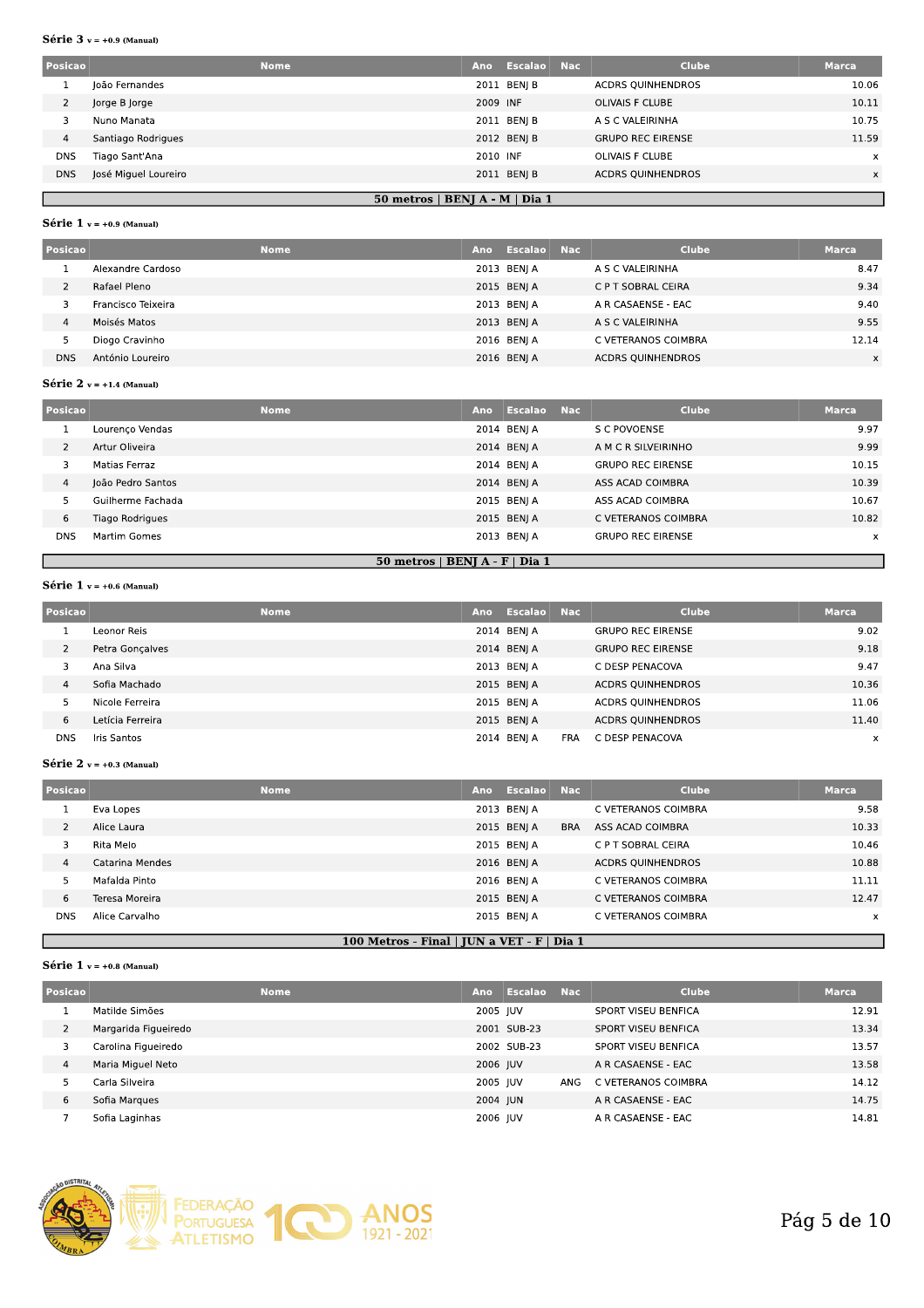**Série 3** v = +0.9 (Manual)

| Posicao | Nome | Ano | Escalao | Nac | Clube | Marca |
|---|---|---|---|---|---|---|
| 1 | João Fernandes | 2011 | BENJ B | | ACDRS QUINHENDROS | 10.06 |
| 2 | Jorge B Jorge | 2009 | INF | | OLIVAIS F CLUBE | 10.11 |
| 3 | Nuno Manata | 2011 | BENJ B | | A S C VALEIRINHA | 10.75 |
| 4 | Santiago Rodrigues | 2012 | BENJ B | | GRUPO REC EIRENSE | 11.59 |
| DNS | Tiago Sant'Ana | 2010 | INF | | OLIVAIS F CLUBE | x |
| DNS | José Miguel Loureiro | 2011 | BENJ B | | ACDRS QUINHENDROS | x |

## 50 metros | BENJ A - M | Dia 1

**Série 1** v = +0.9 (Manual)

| Posicao | Nome | Ano | Escalao | Nac | Clube | Marca |
|---|---|---|---|---|---|---|
| 1 | Alexandre Cardoso | 2013 | BENJ A | | A S C VALEIRINHA | 8.47 |
| 2 | Rafael Pleno | 2015 | BENJ A | | C P T SOBRAL CEIRA | 9.34 |
| 3 | Francisco Teixeira | 2013 | BENJ A | | A R CASAENSE - EAC | 9.40 |
| 4 | Moisés Matos | 2013 | BENJ A | | A S C VALEIRINHA | 9.55 |
| 5 | Diogo Cravinho | 2016 | BENJ A | | C VETERANOS COIMBRA | 12.14 |
| DNS | António Loureiro | 2016 | BENJ A | | ACDRS QUINHENDROS | x |

**Série 2** v = +1.4 (Manual)

| Posicao | Nome | Ano | Escalao | Nac | Clube | Marca |
|---|---|---|---|---|---|---|
| 1 | Lourenço Vendas | 2014 | BENJ A | | S C POVOENSE | 9.97 |
| 2 | Artur Oliveira | 2014 | BENJ A | | A M C R SILVEIRINHO | 9.99 |
| 3 | Matias Ferraz | 2014 | BENJ A | | GRUPO REC EIRENSE | 10.15 |
| 4 | João Pedro Santos | 2014 | BENJ A | | ASS ACAD COIMBRA | 10.39 |
| 5 | Guilherme Fachada | 2015 | BENJ A | | ASS ACAD COIMBRA | 10.67 |
| 6 | Tiago Rodrigues | 2015 | BENJ A | | C VETERANOS COIMBRA | 10.82 |
| DNS | Martim Gomes | 2013 | BENJ A | | GRUPO REC EIRENSE | x |

## 50 metros | BENJ A - F | Dia 1

**Série 1** v = +0.6 (Manual)

| Posicao | Nome | Ano | Escalao | Nac | Clube | Marca |
|---|---|---|---|---|---|---|
| 1 | Leonor Reis | 2014 | BENJ A | | GRUPO REC EIRENSE | 9.02 |
| 2 | Petra Gonçalves | 2014 | BENJ A | | GRUPO REC EIRENSE | 9.18 |
| 3 | Ana Silva | 2013 | BENJ A | | C DESP PENACOVA | 9.47 |
| 4 | Sofia Machado | 2015 | BENJ A | | ACDRS QUINHENDROS | 10.36 |
| 5 | Nicole Ferreira | 2015 | BENJ A | | ACDRS QUINHENDROS | 11.06 |
| 6 | Letícia Ferreira | 2015 | BENJ A | | ACDRS QUINHENDROS | 11.40 |
| DNS | Iris Santos | 2014 | BENJ A | FRA | C DESP PENACOVA | x |

**Série 2** v = +0.3 (Manual)

| Posicao | Nome | Ano | Escalao | Nac | Clube | Marca |
|---|---|---|---|---|---|---|
| 1 | Eva Lopes | 2013 | BENJ A | | C VETERANOS COIMBRA | 9.58 |
| 2 | Alice Laura | 2015 | BENJ A | BRA | ASS ACAD COIMBRA | 10.33 |
| 3 | Rita Melo | 2015 | BENJ A | | C P T SOBRAL CEIRA | 10.46 |
| 4 | Catarina Mendes | 2016 | BENJ A | | ACDRS QUINHENDROS | 10.88 |
| 5 | Mafalda Pinto | 2016 | BENJ A | | C VETERANOS COIMBRA | 11.11 |
| 6 | Teresa Moreira | 2015 | BENJ A | | C VETERANOS COIMBRA | 12.47 |
| DNS | Alice Carvalho | 2015 | BENJ A | | C VETERANOS COIMBRA | x |

## 100 Metros - Final | JUN a VET - F | Dia 1

**Série 1** v = +0.8 (Manual)

| Posicao | Nome | Ano | Escalao | Nac | Clube | Marca |
|---|---|---|---|---|---|---|
| 1 | Matilde Simões | 2005 | JUV | | SPORT VISEU BENFICA | 12.91 |
| 2 | Margarida Figueiredo | 2001 | SUB-23 | | SPORT VISEU BENFICA | 13.34 |
| 3 | Carolina Figueiredo | 2002 | SUB-23 | | SPORT VISEU BENFICA | 13.57 |
| 4 | Maria Miguel Neto | 2006 | JUV | | A R CASAENSE - EAC | 13.58 |
| 5 | Carla Silveira | 2005 | JUV | ANG | C VETERANOS COIMBRA | 14.12 |
| 6 | Sofia Marques | 2004 | JUN | | A R CASAENSE - EAC | 14.75 |
| 7 | Sofia Laginhas | 2006 | JUV | | A R CASAENSE - EAC | 14.81 |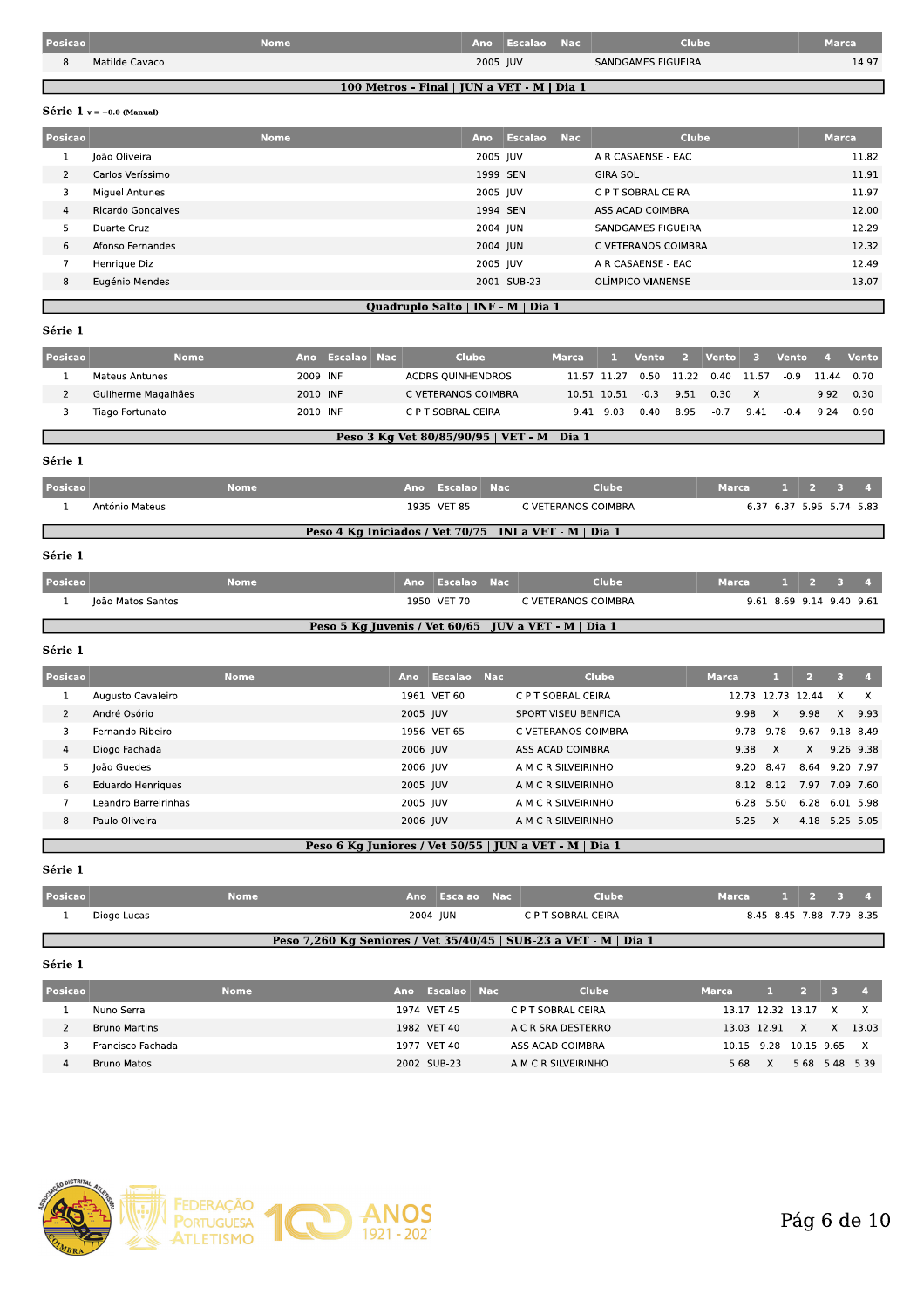| Posicao | Nome | Ano | Escalao | Nac | Clube | Marca |
|---|---|---|---|---|---|---|
| 8 | Matilde Cavaco | 2005 | JUV | | SANDGAMES FIGUEIRA | 14.97 |

## 100 Metros - Final | JUN a VET - M | Dia 1

**Série 1** v = +0.0 (Manual)

| Posicao | Nome | Ano | Escalao | Nac | Clube | Marca |
|---|---|---|---|---|---|---|
| 1 | João Oliveira | 2005 | JUV | | A R CASAENSE - EAC | 11.82 |
| 2 | Carlos Veríssimo | 1999 | SEN | | GIRA SOL | 11.91 |
| 3 | Miguel Antunes | 2005 | JUV | | C P T SOBRAL CEIRA | 11.97 |
| 4 | Ricardo Gonçalves | 1994 | SEN | | ASS ACAD COIMBRA | 12.00 |
| 5 | Duarte Cruz | 2004 | JUN | | SANDGAMES FIGUEIRA | 12.29 |
| 6 | Afonso Fernandes | 2004 | JUN | | C VETERANOS COIMBRA | 12.32 |
| 7 | Henrique Diz | 2005 | JUV | | A R CASAENSE - EAC | 12.49 |
| 8 | Eugénio Mendes | 2001 | SUB-23 | | OLÍMPICO VIANENSE | 13.07 |

## Quadruplo Salto | INF - M | Dia 1

**Série 1**

| Posicao | Nome | Ano | Escalao | Nac | Clube | Marca | 1 | Vento | 2 | Vento | 3 | Vento | 4 | Vento |
|---|---|---|---|---|---|---|---|---|---|---|---|---|---|---|
| 1 | Mateus Antunes | 2009 | INF | | ACDRS QUINHENDROS | 11.57 | 11.27 | 0.50 | 11.22 | 0.40 | 11.57 | -0.9 | 11.44 | 0.70 |
| 2 | Guilherme Magalhães | 2010 | INF | | C VETERANOS COIMBRA | 10.51 | 10.51 | -0.3 | 9.51 | 0.30 | X | | 9.92 | 0.30 |
| 3 | Tiago Fortunato | 2010 | INF | | C P T SOBRAL CEIRA | 9.41 | 9.03 | 0.40 | 8.95 | -0.7 | 9.41 | -0.4 | 9.24 | 0.90 |

## Peso 3 Kg Vet 80/85/90/95 | VET - M | Dia 1

**Série 1**

| Posicao | Nome | Ano | Escalao | Nac | Clube | Marca | 1 | 2 | 3 | 4 |
|---|---|---|---|---|---|---|---|---|---|---|
| 1 | António Mateus | 1935 | VET 85 | | C VETERANOS COIMBRA | 6.37 | 6.37 | 5.95 | 5.74 | 5.83 |

## Peso 4 Kg Iniciados / Vet 70/75 | INI a VET - M | Dia 1

**Série 1**

| Posicao | Nome | Ano | Escalao | Nac | Clube | Marca | 1 | 2 | 3 | 4 |
|---|---|---|---|---|---|---|---|---|---|---|
| 1 | João Matos Santos | 1950 | VET 70 | | C VETERANOS COIMBRA | 9.61 | 8.69 | 9.14 | 9.40 | 9.61 |

## Peso 5 Kg Juvenis / Vet 60/65 | JUV a VET - M | Dia 1

**Série 1**

| Posicao | Nome | Ano | Escalao | Nac | Clube | Marca | 1 | 2 | 3 | 4 |
|---|---|---|---|---|---|---|---|---|---|---|
| 1 | Augusto Cavaleiro | 1961 | VET 60 | | C P T SOBRAL CEIRA | 12.73 | 12.73 | 12.44 | X | X |
| 2 | André Osório | 2005 | JUV | | SPORT VISEU BENFICA | 9.98 | X | 9.98 | X | 9.93 |
| 3 | Fernando Ribeiro | 1956 | VET 65 | | C VETERANOS COIMBRA | 9.78 | 9.78 | 9.67 | 9.18 | 8.49 |
| 4 | Diogo Fachada | 2006 | JUV | | ASS ACAD COIMBRA | 9.38 | X | X | 9.26 | 9.38 |
| 5 | João Guedes | 2006 | JUV | | A M C R SILVEIRINHO | 9.20 | 8.47 | 8.64 | 9.20 | 7.97 |
| 6 | Eduardo Henriques | 2005 | JUV | | A M C R SILVEIRINHO | 8.12 | 8.12 | 7.97 | 7.09 | 7.60 |
| 7 | Leandro Barreirinhas | 2005 | JUV | | A M C R SILVEIRINHO | 6.28 | 5.50 | 6.28 | 6.01 | 5.98 |
| 8 | Paulo Oliveira | 2006 | JUV | | A M C R SILVEIRINHO | 5.25 | X | 4.18 | 5.25 | 5.05 |

## Peso 6 Kg Juniores / Vet 50/55 | JUN a VET - M | Dia 1

**Série 1**

| Posicao | Nome | Ano | Escalao | Nac | Clube | Marca | 1 | 2 | 3 | 4 |
|---|---|---|---|---|---|---|---|---|---|---|
| 1 | Diogo Lucas | 2004 | JUN | | C P T SOBRAL CEIRA | 8.45 | 8.45 | 7.88 | 7.79 | 8.35 |

## Peso 7,260 Kg Seniores / Vet 35/40/45 | SUB-23 a VET - M | Dia 1

**Série 1**

| Posicao | Nome | Ano | Escalao | Nac | Clube | Marca | 1 | 2 | 3 | 4 |
|---|---|---|---|---|---|---|---|---|---|---|
| 1 | Nuno Serra | 1974 | VET 45 | | C P T SOBRAL CEIRA | 13.17 | 12.32 | 13.17 | X | X |
| 2 | Bruno Martins | 1982 | VET 40 | | A C R SRA DESTERRO | 13.03 | 12.91 | X | X | 13.03 |
| 3 | Francisco Fachada | 1977 | VET 40 | | ASS ACAD COIMBRA | 10.15 | 9.28 | 10.15 | 9.65 | X |
| 4 | Bruno Matos | 2002 | SUB-23 | | A M C R SILVEIRINHO | 5.68 | X | 5.68 | 5.48 | 5.39 |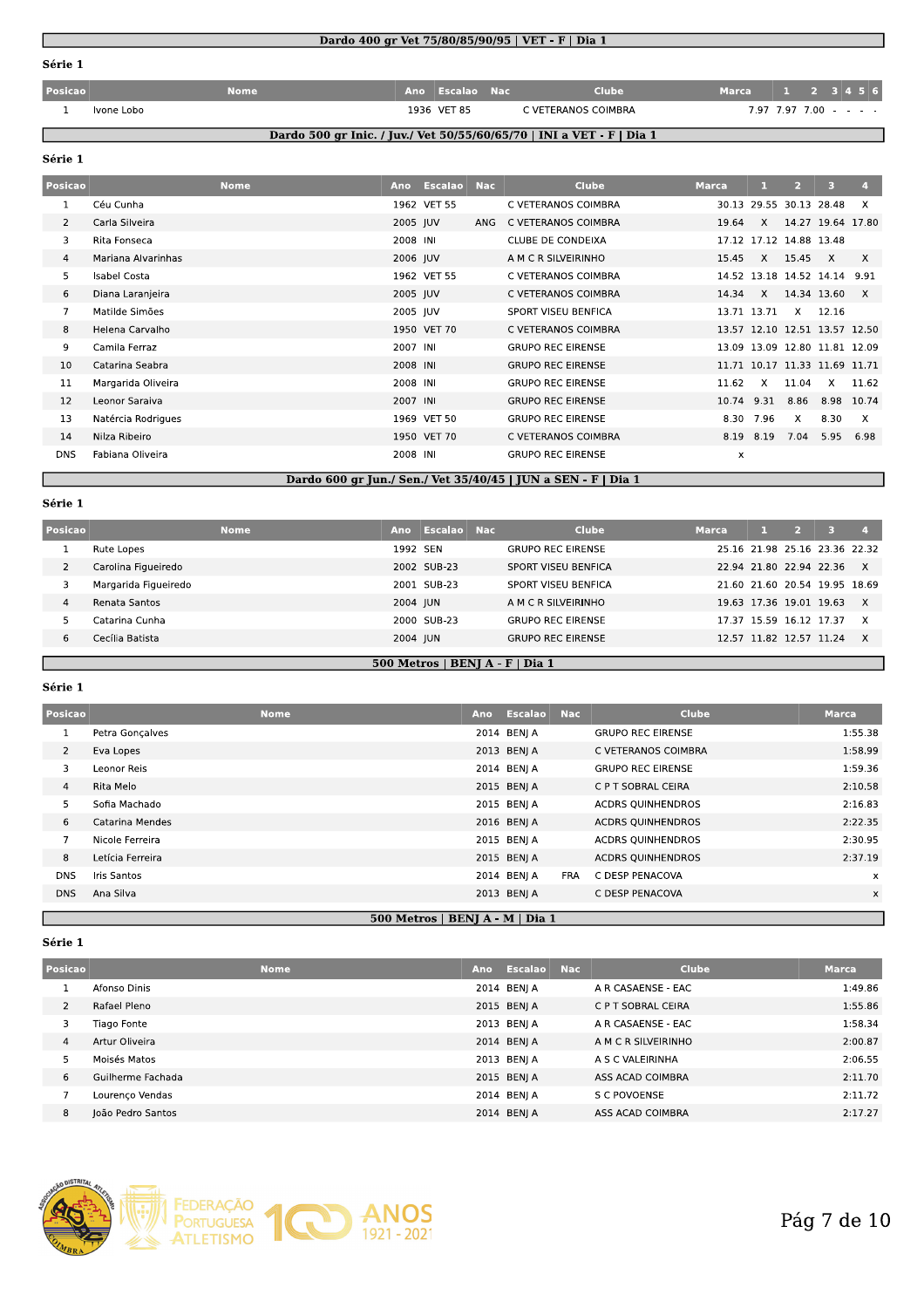## Dardo 400 gr Vet 75/80/85/90/95 | VET - F | Dia 1

**Série 1**

| Posicao | Nome | Ano | Escalao | Nac | Clube | Marca | 1 | 2 | 3 | 4 | 5 | 6 |
|---|---|---|---|---|---|---|---|---|---|---|---|---|
| 1 | Ivone Lobo | 1936 | VET 85 | | C VETERANOS COIMBRA | 7.97 | 7.97 | 7.00 | - | - | - | - |

## Dardo 500 gr Inic. / Juv./ Vet 50/55/60/65/70 | INI a VET - F | Dia 1

**Série 1**

| Posicao | Nome | Ano | Escalao | Nac | Clube | Marca | 1 | 2 | 3 | 4 |
|---|---|---|---|---|---|---|---|---|---|---|
| 1 | Céu Cunha | 1962 | VET 55 | | C VETERANOS COIMBRA | 30.13 | 29.55 | 30.13 | 28.48 | X |
| 2 | Carla Silveira | 2005 | JUV | ANG | C VETERANOS COIMBRA | 19.64 | X | 14.27 | 19.64 | 17.80 |
| 3 | Rita Fonseca | 2008 | INI | | CLUBE DE CONDEIXA | 17.12 | 17.12 | 14.88 | 13.48 | |
| 4 | Mariana Alvarinhas | 2006 | JUV | | A M C R SILVEIRINHO | 15.45 | X | 15.45 | X | X |
| 5 | Isabel Costa | 1962 | VET 55 | | C VETERANOS COIMBRA | 14.52 | 13.18 | 14.52 | 14.14 | 9.91 |
| 6 | Diana Laranjeira | 2005 | JUV | | C VETERANOS COIMBRA | 14.34 | X | 14.34 | 13.60 | X |
| 7 | Matilde Simões | 2005 | JUV | | SPORT VISEU BENFICA | 13.71 | 13.71 | X | 12.16 | |
| 8 | Helena Carvalho | 1950 | VET 70 | | C VETERANOS COIMBRA | 13.57 | 12.10 | 12.51 | 13.57 | 12.50 |
| 9 | Camila Ferraz | 2007 | INI | | GRUPO REC EIRENSE | 13.09 | 13.09 | 12.80 | 11.81 | 12.09 |
| 10 | Catarina Seabra | 2008 | INI | | GRUPO REC EIRENSE | 11.71 | 10.17 | 11.33 | 11.69 | 11.71 |
| 11 | Margarida Oliveira | 2008 | INI | | GRUPO REC EIRENSE | 11.62 | X | 11.04 | X | 11.62 |
| 12 | Leonor Saraiva | 2007 | INI | | GRUPO REC EIRENSE | 10.74 | 9.31 | 8.86 | 8.98 | 10.74 |
| 13 | Natércia Rodrigues | 1969 | VET 50 | | GRUPO REC EIRENSE | 8.30 | 7.96 | X | 8.30 | X |
| 14 | Nilza Ribeiro | 1950 | VET 70 | | C VETERANOS COIMBRA | 8.19 | 8.19 | 7.04 | 5.95 | 6.98 |
| DNS | Fabiana Oliveira | 2008 | INI | | GRUPO REC EIRENSE | x | | | | |

## Dardo 600 gr Jun./ Sen./ Vet 35/40/45 | JUN a SEN - F | Dia 1

**Série 1**

| Posicao | Nome | Ano | Escalao | Nac | Clube | Marca | 1 | 2 | 3 | 4 |
|---|---|---|---|---|---|---|---|---|---|---|
| 1 | Rute Lopes | 1992 | SEN | | GRUPO REC EIRENSE | 25.16 | 21.98 | 25.16 | 23.36 | 22.32 |
| 2 | Carolina Figueiredo | 2002 | SUB-23 | | SPORT VISEU BENFICA | 22.94 | 21.80 | 22.94 | 22.36 | X |
| 3 | Margarida Figueiredo | 2001 | SUB-23 | | SPORT VISEU BENFICA | 21.60 | 21.60 | 20.54 | 19.95 | 18.69 |
| 4 | Renata Santos | 2004 | JUN | | A M C R SILVEIRINHO | 19.63 | 17.36 | 19.01 | 19.63 | X |
| 5 | Catarina Cunha | 2000 | SUB-23 | | GRUPO REC EIRENSE | 17.37 | 15.59 | 16.12 | 17.37 | X |
| 6 | Cecília Batista | 2004 | JUN | | GRUPO REC EIRENSE | 12.57 | 11.82 | 12.57 | 11.24 | X |

## 500 Metros | BENJ A - F | Dia 1

**Série 1**

| Posicao | Nome | Ano | Escalao | Nac | Clube | Marca |
|---|---|---|---|---|---|---|
| 1 | Petra Gonçalves | 2014 | BENJ A | | GRUPO REC EIRENSE | 1:55.38 |
| 2 | Eva Lopes | 2013 | BENJ A | | C VETERANOS COIMBRA | 1:58.99 |
| 3 | Leonor Reis | 2014 | BENJ A | | GRUPO REC EIRENSE | 1:59.36 |
| 4 | Rita Melo | 2015 | BENJ A | | C P T SOBRAL CEIRA | 2:10.58 |
| 5 | Sofia Machado | 2015 | BENJ A | | ACDRS QUINHENDROS | 2:16.83 |
| 6 | Catarina Mendes | 2016 | BENJ A | | ACDRS QUINHENDROS | 2:22.35 |
| 7 | Nicole Ferreira | 2015 | BENJ A | | ACDRS QUINHENDROS | 2:30.95 |
| 8 | Letícia Ferreira | 2015 | BENJ A | | ACDRS QUINHENDROS | 2:37.19 |
| DNS | Iris Santos | 2014 | BENJ A | FRA | C DESP PENACOVA | x |
| DNS | Ana Silva | 2013 | BENJ A | | C DESP PENACOVA | x |

## 500 Metros | BENJ A - M | Dia 1

**Série 1**

| Posicao | Nome | Ano | Escalao | Nac | Clube | Marca |
|---|---|---|---|---|---|---|
| 1 | Afonso Dinis | 2014 | BENJ A | | A R CASAENSE - EAC | 1:49.86 |
| 2 | Rafael Pleno | 2015 | BENJ A | | C P T SOBRAL CEIRA | 1:55.86 |
| 3 | Tiago Fonte | 2013 | BENJ A | | A R CASAENSE - EAC | 1:58.34 |
| 4 | Artur Oliveira | 2014 | BENJ A | | A M C R SILVEIRINHO | 2:00.87 |
| 5 | Moisés Matos | 2013 | BENJ A | | A S C VALEIRINHA | 2:06.55 |
| 6 | Guilherme Fachada | 2015 | BENJ A | | ASS ACAD COIMBRA | 2:11.70 |
| 7 | Lourenço Vendas | 2014 | BENJ A | | S C POVOENSE | 2:11.72 |
| 8 | João Pedro Santos | 2014 | BENJ A | | ASS ACAD COIMBRA | 2:17.27 |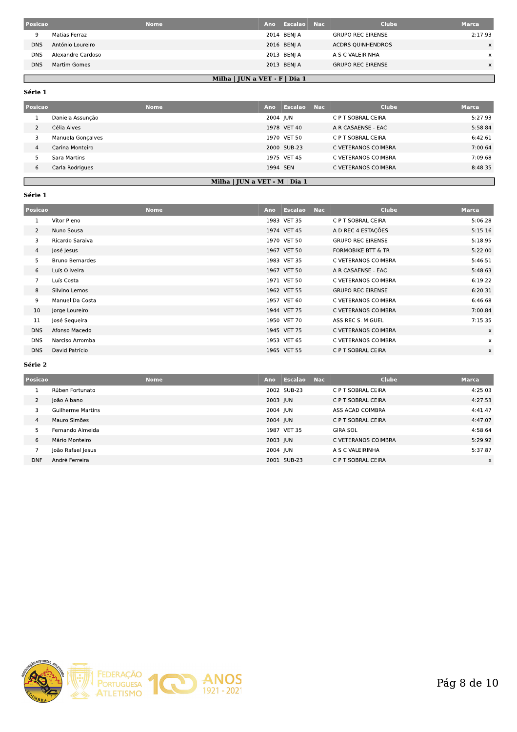| Posicao | Nome | Ano | Escalao | Nac | Clube | Marca |
|---|---|---|---|---|---|---|
| 9 | Matias Ferraz | 2014 | BENJ A | | GRUPO REC EIRENSE | 2:17.93 |
| DNS | António Loureiro | 2016 | BENJ A | | ACDRS QUINHENDROS | x |
| DNS | Alexandre Cardoso | 2013 | BENJ A | | A S C VALEIRINHA | x |
| DNS | Martim Gomes | 2013 | BENJ A | | GRUPO REC EIRENSE | x |

## Milha | JUN a VET - F | Dia 1

### Série 1

| Posicao | Nome | Ano | Escalao | Nac | Clube | Marca |
|---|---|---|---|---|---|---|
| 1 | Daniela Assunção | 2004 | JUN | | C P T SOBRAL CEIRA | 5:27.93 |
| 2 | Célia Alves | 1978 | VET 40 | | A R CASAENSE - EAC | 5:58.84 |
| 3 | Manuela Gonçalves | 1970 | VET 50 | | C P T SOBRAL CEIRA | 6:42.61 |
| 4 | Carina Monteiro | 2000 | SUB-23 | | C VETERANOS COIMBRA | 7:00.64 |
| 5 | Sara Martins | 1975 | VET 45 | | C VETERANOS COIMBRA | 7:09.68 |
| 6 | Carla Rodrigues | 1994 | SEN | | C VETERANOS COIMBRA | 8:48.35 |

## Milha | JUN a VET - M | Dia 1

### Série 1

| Posicao | Nome | Ano | Escalao | Nac | Clube | Marca |
|---|---|---|---|---|---|---|
| 1 | Vítor Pleno | 1983 | VET 35 | | C P T SOBRAL CEIRA | 5:06.28 |
| 2 | Nuno Sousa | 1974 | VET 45 | | A D REC 4 ESTAÇÕES | 5:15.16 |
| 3 | Ricardo Saraiva | 1970 | VET 50 | | GRUPO REC EIRENSE | 5:18.95 |
| 4 | José Jesus | 1967 | VET 50 | | FORMOBIKE BTT & TR | 5:22.00 |
| 5 | Bruno Bernardes | 1983 | VET 35 | | C VETERANOS COIMBRA | 5:46.51 |
| 6 | Luís Oliveira | 1967 | VET 50 | | A R CASAENSE - EAC | 5:48.63 |
| 7 | Luís Costa | 1971 | VET 50 | | C VETERANOS COIMBRA | 6:19.22 |
| 8 | Silvino Lemos | 1962 | VET 55 | | GRUPO REC EIRENSE | 6:20.31 |
| 9 | Manuel Da Costa | 1957 | VET 60 | | C VETERANOS COIMBRA | 6:46.68 |
| 10 | Jorge Loureiro | 1944 | VET 75 | | C VETERANOS COIMBRA | 7:00.84 |
| 11 | José Sequeira | 1950 | VET 70 | | ASS REC S. MIGUEL | 7:15.35 |
| DNS | Afonso Macedo | 1945 | VET 75 | | C VETERANOS COIMBRA | x |
| DNS | Narciso Arromba | 1953 | VET 65 | | C VETERANOS COIMBRA | x |
| DNS | David Patrício | 1965 | VET 55 | | C P T SOBRAL CEIRA | x |

### Série 2

| Posicao | Nome | Ano | Escalao | Nac | Clube | Marca |
|---|---|---|---|---|---|---|
| 1 | Rúben Fortunato | 2002 | SUB-23 | | C P T SOBRAL CEIRA | 4:25.03 |
| 2 | João Albano | 2003 | JUN | | C P T SOBRAL CEIRA | 4:27.53 |
| 3 | Guilherme Martins | 2004 | JUN | | ASS ACAD COIMBRA | 4:41.47 |
| 4 | Mauro Simões | 2004 | JUN | | C P T SOBRAL CEIRA | 4:47.07 |
| 5 | Fernando Almeida | 1987 | VET 35 | | GIRA SOL | 4:58.64 |
| 6 | Mário Monteiro | 2003 | JUN | | C VETERANOS COIMBRA | 5:29.92 |
| 7 | João Rafael Jesus | 2004 | JUN | | A S C VALEIRINHA | 5:37.87 |
| DNF | André Ferreira | 2001 | SUB-23 | | C P T SOBRAL CEIRA | x |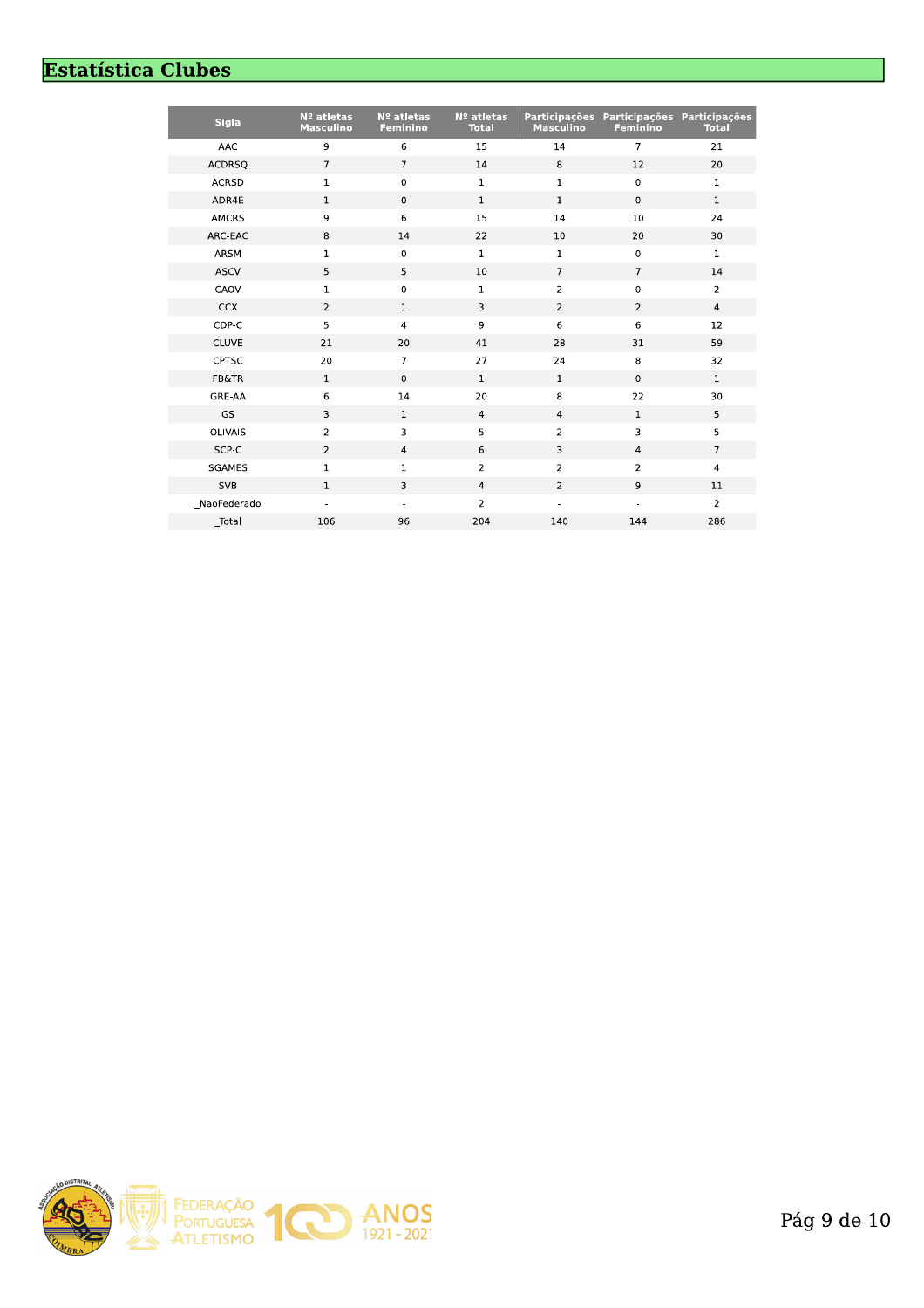# Estatística Clubes

| Sigla | Nº atletas Masculino | Nº atletas Feminino | Nº atletas Total | Participações Masculino | Participações Feminino | Participações Total |
|---|---|---|---|---|---|---|
| AAC | 9 | 6 | 15 | 14 | 7 | 21 |
| ACDRSQ | 7 | 7 | 14 | 8 | 12 | 20 |
| ACRSD | 1 | 0 | 1 | 1 | 0 | 1 |
| ADR4E | 1 | 0 | 1 | 1 | 0 | 1 |
| AMCRS | 9 | 6 | 15 | 14 | 10 | 24 |
| ARC-EAC | 8 | 14 | 22 | 10 | 20 | 30 |
| ARSM | 1 | 0 | 1 | 1 | 0 | 1 |
| ASCV | 5 | 5 | 10 | 7 | 7 | 14 |
| CAOV | 1 | 0 | 1 | 2 | 0 | 2 |
| CCX | 2 | 1 | 3 | 2 | 2 | 4 |
| CDP-C | 5 | 4 | 9 | 6 | 6 | 12 |
| CLUVE | 21 | 20 | 41 | 28 | 31 | 59 |
| CPTSC | 20 | 7 | 27 | 24 | 8 | 32 |
| FB&TR | 1 | 0 | 1 | 1 | 0 | 1 |
| GRE-AA | 6 | 14 | 20 | 8 | 22 | 30 |
| GS | 3 | 1 | 4 | 4 | 1 | 5 |
| OLIVAIS | 2 | 3 | 5 | 2 | 3 | 5 |
| SCP-C | 2 | 4 | 6 | 3 | 4 | 7 |
| SGAMES | 1 | 1 | 2 | 2 | 2 | 4 |
| SVB | 1 | 3 | 4 | 2 | 9 | 11 |
| _NaoFederado | - | - | 2 | - | - | 2 |
| _Total | 106 | 96 | 204 | 140 | 144 | 286 |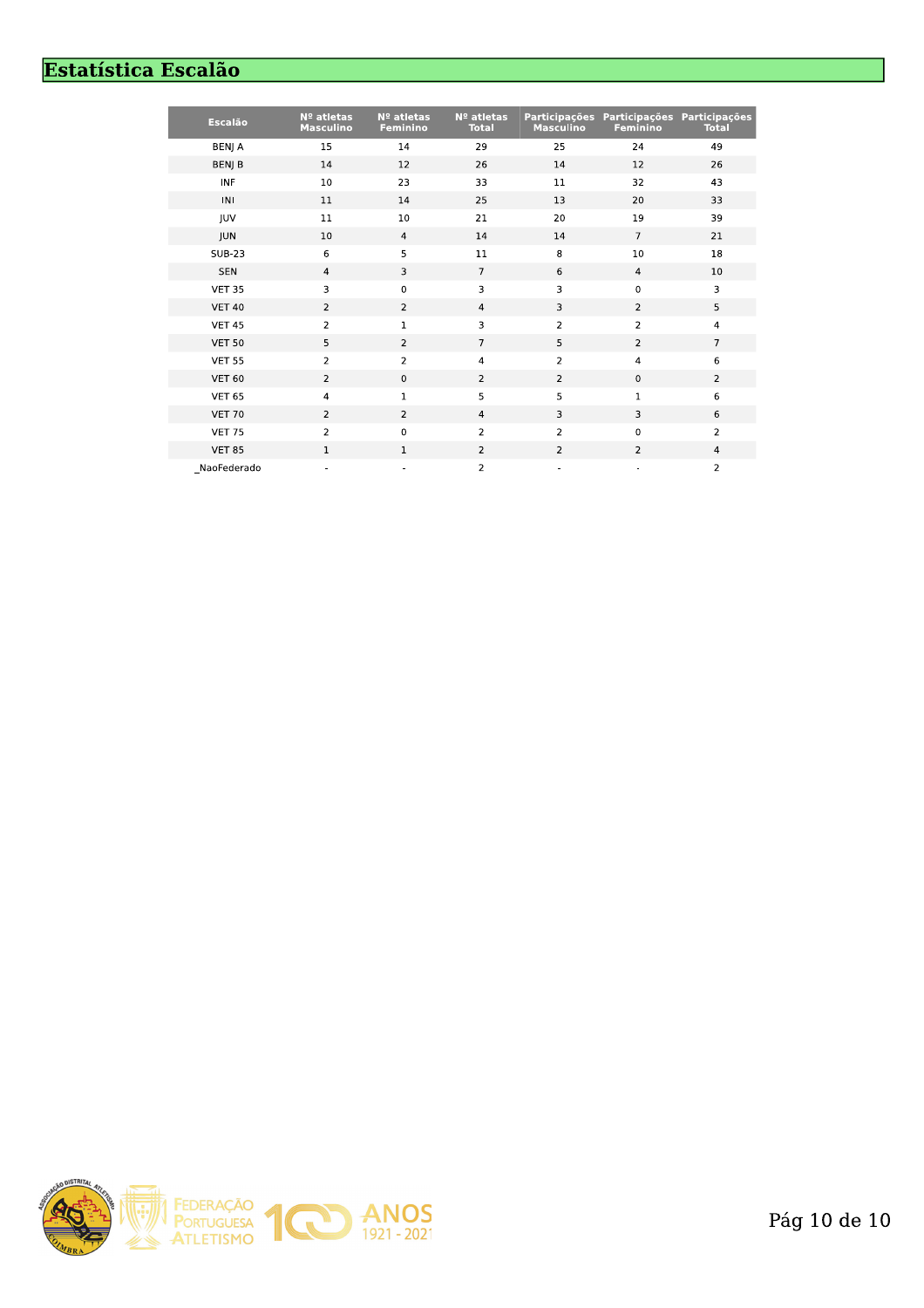## Estatística Escalão

| Escalão | Nº atletas Masculino | Nº atletas Feminino | Nº atletas Total | Participações Masculino | Participações Feminino | Participações Total |
|---|---|---|---|---|---|---|
| BENJ A | 15 | 14 | 29 | 25 | 24 | 49 |
| BENJ B | 14 | 12 | 26 | 14 | 12 | 26 |
| INF | 10 | 23 | 33 | 11 | 32 | 43 |
| INI | 11 | 14 | 25 | 13 | 20 | 33 |
| JUV | 11 | 10 | 21 | 20 | 19 | 39 |
| JUN | 10 | 4 | 14 | 14 | 7 | 21 |
| SUB-23 | 6 | 5 | 11 | 8 | 10 | 18 |
| SEN | 4 | 3 | 7 | 6 | 4 | 10 |
| VET 35 | 3 | 0 | 3 | 3 | 0 | 3 |
| VET 40 | 2 | 2 | 4 | 3 | 2 | 5 |
| VET 45 | 2 | 1 | 3 | 2 | 2 | 4 |
| VET 50 | 5 | 2 | 7 | 5 | 2 | 7 |
| VET 55 | 2 | 2 | 4 | 2 | 4 | 6 |
| VET 60 | 2 | 0 | 2 | 2 | 0 | 2 |
| VET 65 | 4 | 1 | 5 | 5 | 1 | 6 |
| VET 70 | 2 | 2 | 4 | 3 | 3 | 6 |
| VET 75 | 2 | 0 | 2 | 2 | 0 | 2 |
| VET 85 | 1 | 1 | 2 | 2 | 2 | 4 |
| _NaoFederado | - | - | 2 | - | - | 2 |